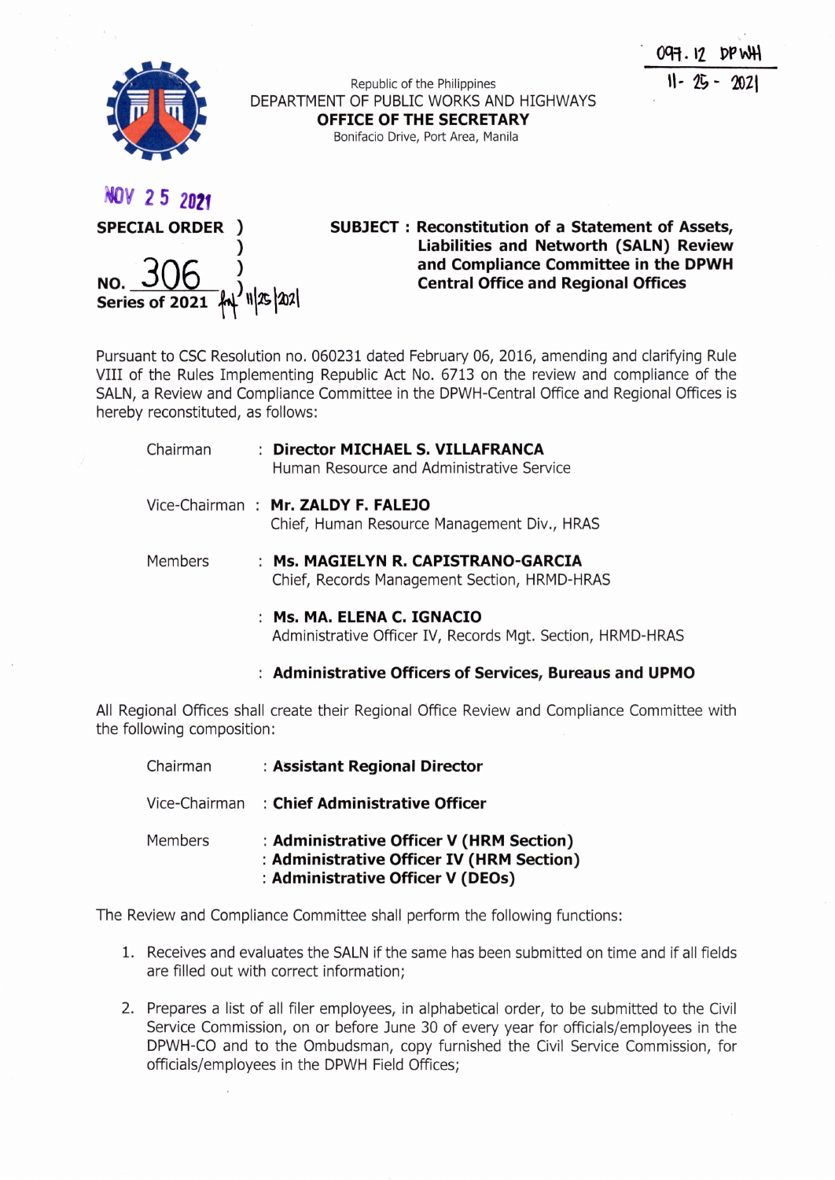097.12 DPWH
11-25-2021

Republic of the Philippines
DEPARTMENT OF PUBLIC WORKS AND HIGHWAYS
**OFFICE OF THE SECRETARY**
Bonifacio Drive, Port Area, Manila

NOV 25 2021

**SPECIAL ORDER )**
**)**
**NO. 306 )**
**Series of 2021 )** 11/25/2021

**SUBJECT : Reconstitution of a Statement of Assets, Liabilities and Networth (SALN) Review and Compliance Committee in the DPWH Central Office and Regional Offices**

Pursuant to CSC Resolution no. 060231 dated February 06, 2016, amending and clarifying Rule VIII of the Rules Implementing Republic Act No. 6713 on the review and compliance of the SALN, a Review and Compliance Committee in the DPWH-Central Office and Regional Offices is hereby reconstituted, as follows:

Chairman : **Director MICHAEL S. VILLAFRANCA**
Human Resource and Administrative Service

Vice-Chairman : **Mr. ZALDY F. FALEJO**
Chief, Human Resource Management Div., HRAS

Members : **Ms. MAGIELYN R. CAPISTRANO-GARCIA**
Chief, Records Management Section, HRMD-HRAS

: **Ms. MA. ELENA C. IGNACIO**
Administrative Officer IV, Records Mgt. Section, HRMD-HRAS

: **Administrative Officers of Services, Bureaus and UPMO**

All Regional Offices shall create their Regional Office Review and Compliance Committee with the following composition:

Chairman : **Assistant Regional Director**

Vice-Chairman : **Chief Administrative Officer**

Members : **Administrative Officer V (HRM Section)**
: **Administrative Officer IV (HRM Section)**
: **Administrative Officer V (DEOs)**

The Review and Compliance Committee shall perform the following functions:

1. Receives and evaluates the SALN if the same has been submitted on time and if all fields are filled out with correct information;
2. Prepares a list of all filer employees, in alphabetical order, to be submitted to the Civil Service Commission, on or before June 30 of every year for officials/employees in the DPWH-CO and to the Ombudsman, copy furnished the Civil Service Commission, for officials/employees in the DPWH Field Offices;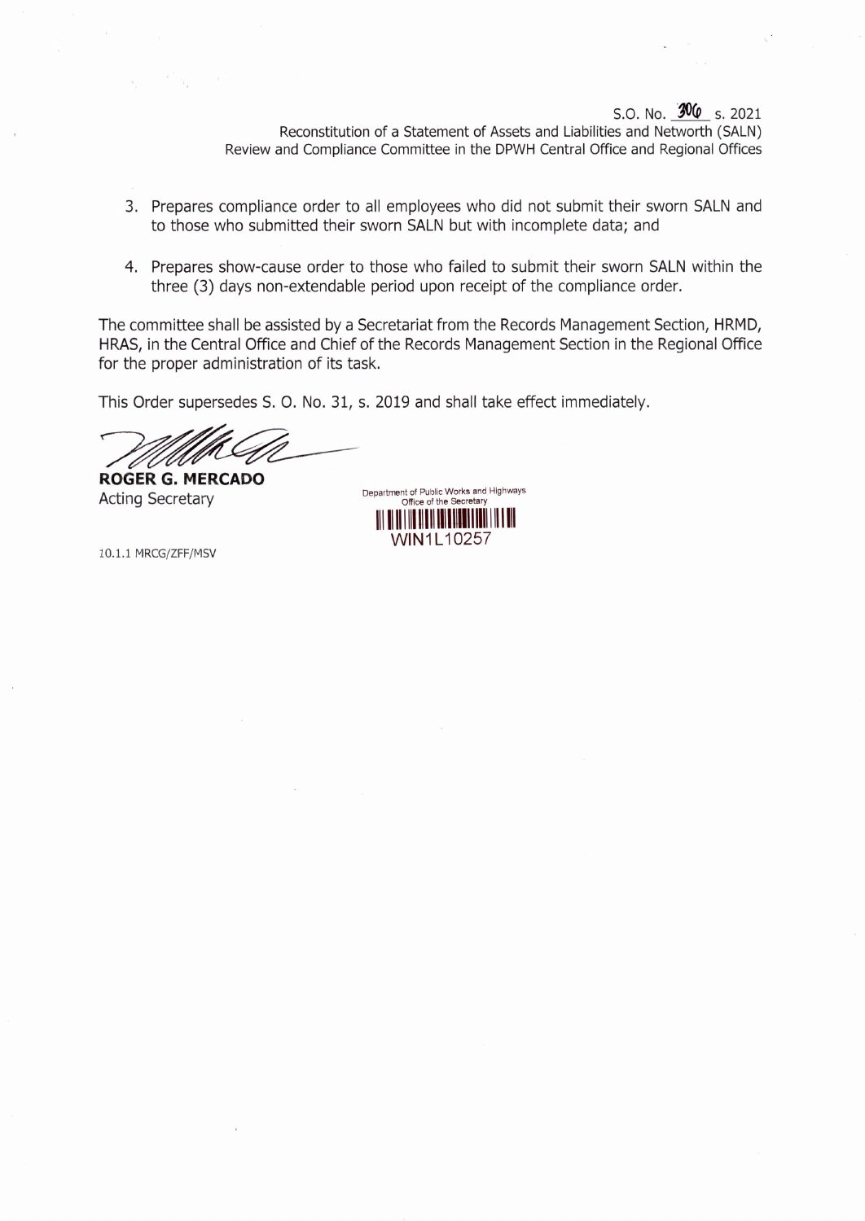3. Prepares compliance order to all employees who did not submit their sworn SALN and to those who submitted their sworn SALN but with incomplete data; and

4. Prepares show-cause order to those who failed to submit their sworn SALN within the three (3) days non-extendable period upon receipt of the compliance order.

The committee shall be assisted by a Secretariat from the Records Management Section, HRMD, HRAS, in the Central Office and Chief of the Records Management Section in the Regional Office for the proper administration of its task.

This Order supersedes S. O. No. 31, s. 2019 and shall take effect immediately.

**ROGER G. MERCADO**
Acting Secretary

Department of Public Works and Highways
Office of the Secretary
WIN1L10257

10.1.1 MRCG/ZFF/MSV